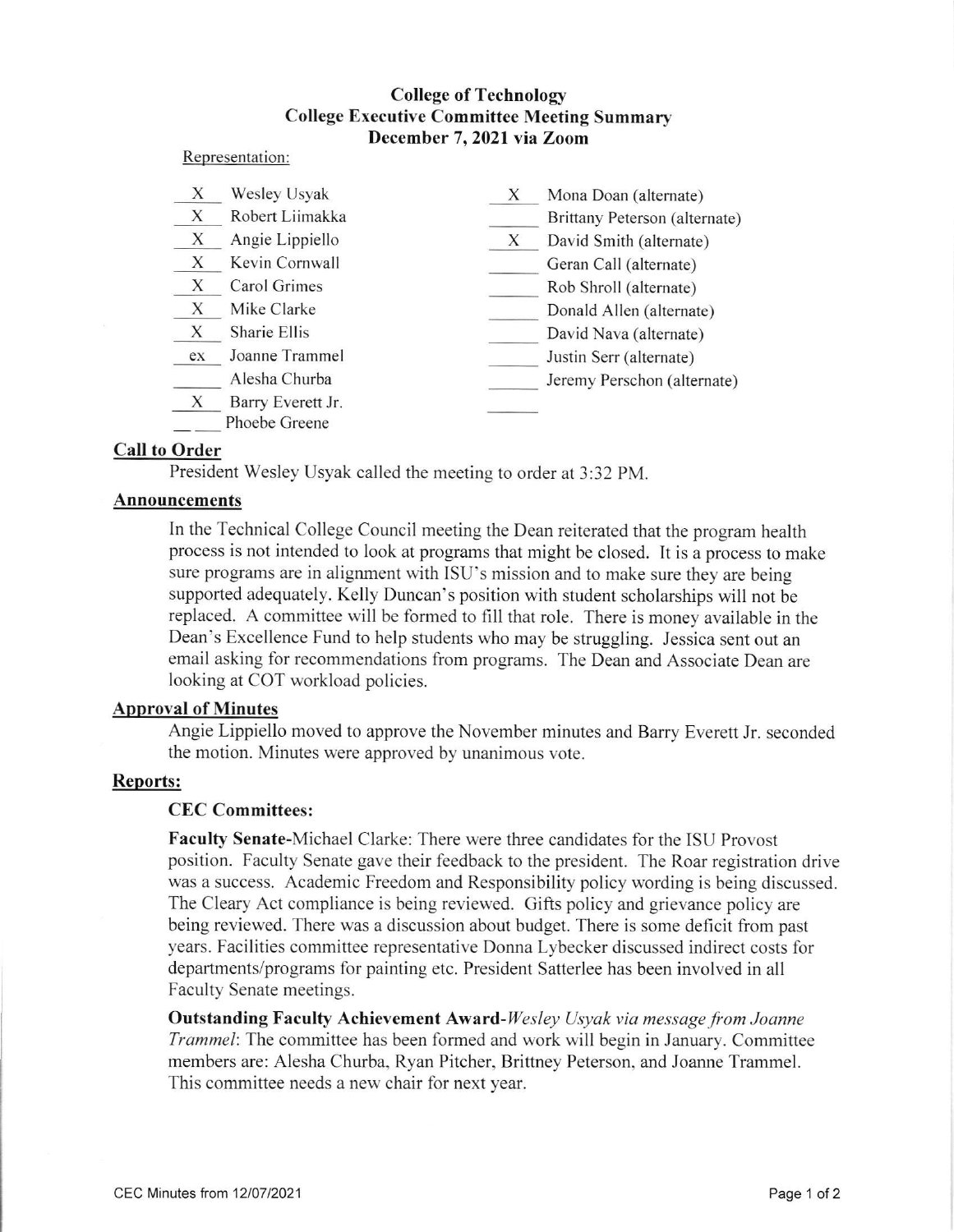# College of Technology
## College Executive Committee Meeting Summary
### December 7, 2021 via Zoom

Representation:

| | | | |
|---|---|---|---|
| X | Wesley Usyak | X | Mona Doan (alternate) |
| X | Robert Liimakka | | Brittany Peterson (alternate) |
| X | Angie Lippiello | X | David Smith (alternate) |
| X | Kevin Cornwall | | Geran Call (alternate) |
| X | Carol Grimes | | Rob Shroll (alternate) |
| X | Mike Clarke | | Donald Allen (alternate) |
| X | Sharie Ellis | | David Nava (alternate) |
| ex | Joanne Trammel | | Justin Serr (alternate) |
| | Alesha Churba | | Jeremy Perschon (alternate) |
| X | Barry Everett Jr. | | |
| | Phoebe Greene | | |

## Call to Order

President Wesley Usyak called the meeting to order at 3:32 PM.

## Announcements

In the Technical College Council meeting the Dean reiterated that the program health process is not intended to look at programs that might be closed. It is a process to make sure programs are in alignment with ISU's mission and to make sure they are being supported adequately. Kelly Duncan's position with student scholarships will not be replaced. A committee will be formed to fill that role. There is money available in the Dean's Excellence Fund to help students who may be struggling. Jessica sent out an email asking for recommendations from programs. The Dean and Associate Dean are looking at COT workload policies.

## Approval of Minutes

Angie Lippiello moved to approve the November minutes and Barry Everett Jr. seconded the motion. Minutes were approved by unanimous vote.

## Reports:

### CEC Committees:

**Faculty Senate**-Michael Clarke: There were three candidates for the ISU Provost position. Faculty Senate gave their feedback to the president. The Roar registration drive was a success. Academic Freedom and Responsibility policy wording is being discussed. The Cleary Act compliance is being reviewed. Gifts policy and grievance policy are being reviewed. There was a discussion about budget. There is some deficit from past years. Facilities committee representative Donna Lybecker discussed indirect costs for departments/programs for painting etc. President Satterlee has been involved in all Faculty Senate meetings.

**Outstanding Faculty Achievement Award**-*Wesley Usyak via message from Joanne Trammel*: The committee has been formed and work will begin in January. Committee members are: Alesha Churba, Ryan Pitcher, Brittney Peterson, and Joanne Trammel. This committee needs a new chair for next year.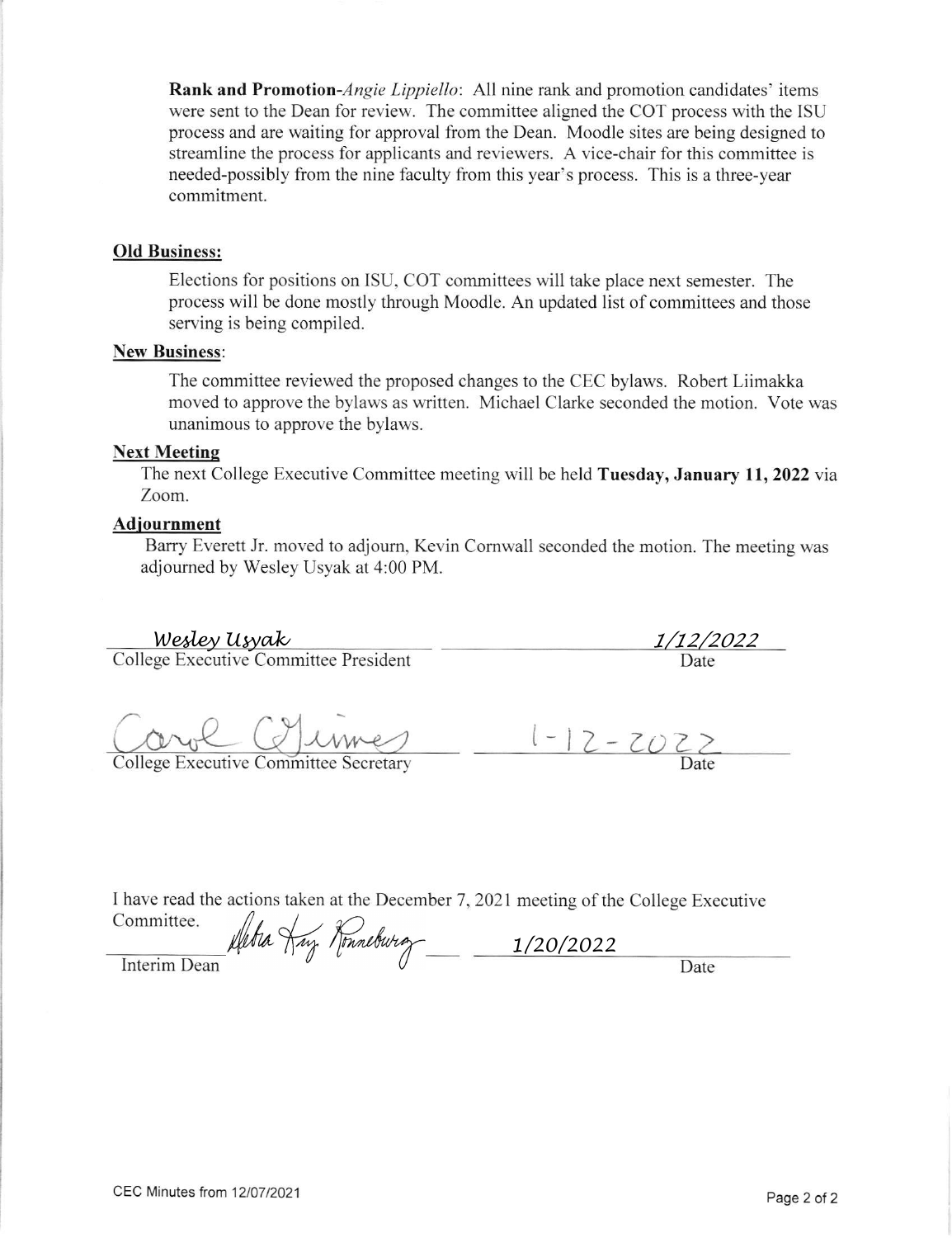**Rank and Promotion**-*Angie Lippiello*: All nine rank and promotion candidates' items were sent to the Dean for review. The committee aligned the COT process with the ISU process and are waiting for approval from the Dean. Moodle sites are being designed to streamline the process for applicants and reviewers. A vice-chair for this committee is needed-possibly from the nine faculty from this year's process. This is a three-year commitment.

## Old Business:

Elections for positions on ISU, COT committees will take place next semester. The process will be done mostly through Moodle. An updated list of committees and those serving is being compiled.

## New Business:

The committee reviewed the proposed changes to the CEC bylaws. Robert Liimakka moved to approve the bylaws as written. Michael Clarke seconded the motion. Vote was unanimous to approve the bylaws.

## Next Meeting

The next College Executive Committee meeting will be held **Tuesday, January 11, 2022** via Zoom.

## Adjournment

Barry Everett Jr. moved to adjourn, Kevin Cornwall seconded the motion. The meeting was adjourned by Wesley Usyak at 4:00 PM.

*Wesley Usyak* — 1/12/2022
College Executive Committee President — Date

Carol Grimes — 1-12-2022
College Executive Committee Secretary — Date

I have read the actions taken at the December 7, 2021 meeting of the College Executive Committee.

Debra Kay Ronneburg — 1/20/2022
Interim Dean — Date